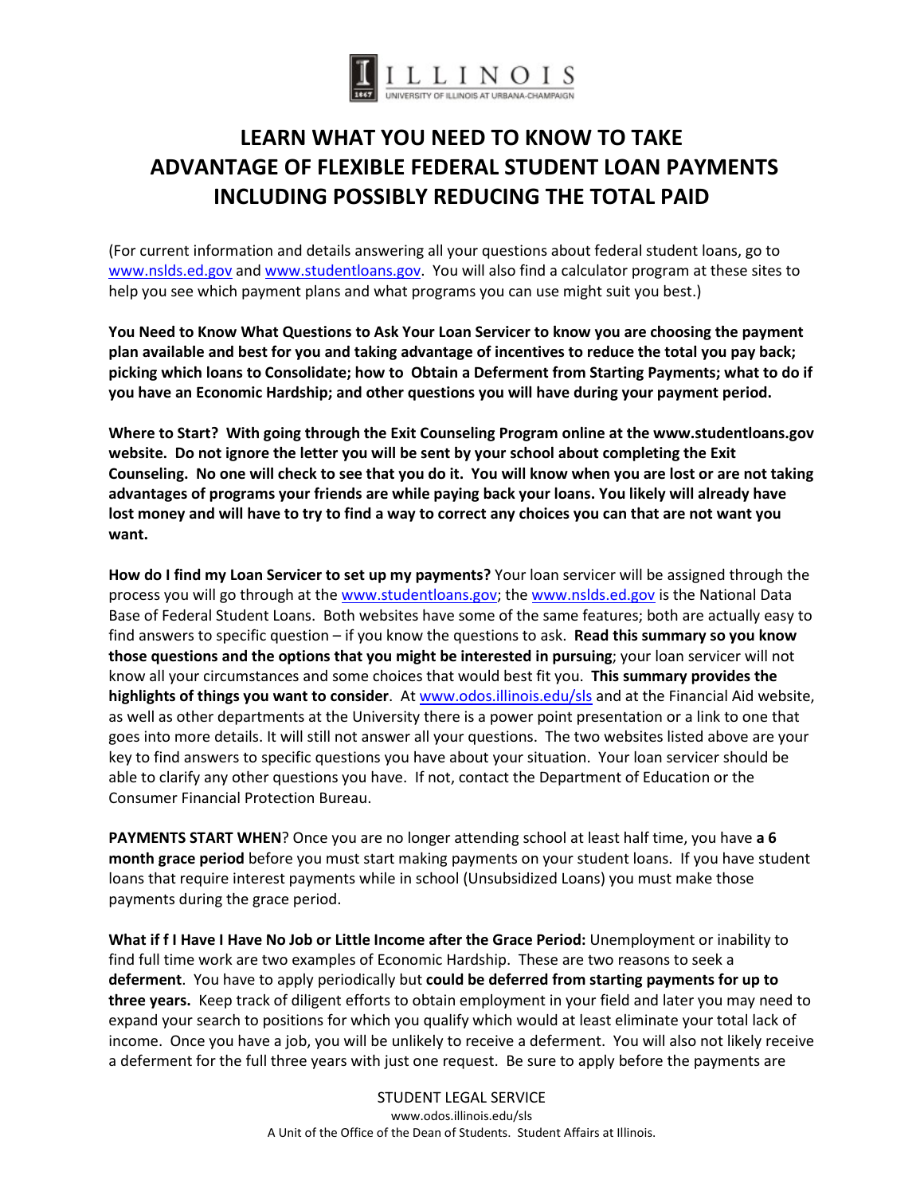# LEARN WHAT YOU NEED TO KNOW TO TAKE ADVANTAGE OF FLEXIBLE FEDERAL STUDENT LOAN PAYMENTS INCLUDING POSSIBLY REDUCING THE TOTAL PAID

(For current information and details answering all your questions about federal student loans, go to www.nslds.ed.gov and www.studentloans.gov. You will also find a calculator program at these sites to help you see which payment plans and what programs you can use might suit you best.)

**You Need to Know What Questions to Ask Your Loan Servicer to know you are choosing the payment plan available and best for you and taking advantage of incentives to reduce the total you pay back; picking which loans to Consolidate; how to Obtain a Deferment from Starting Payments; what to do if you have an Economic Hardship; and other questions you will have during your payment period.**

**Where to Start? With going through the Exit Counseling Program online at the www.studentloans.gov website. Do not ignore the letter you will be sent by your school about completing the Exit Counseling. No one will check to see that you do it. You will know when you are lost or are not taking advantages of programs your friends are while paying back your loans. You likely will already have lost money and will have to try to find a way to correct any choices you can that are not want you want.**

**How do I find my Loan Servicer to set up my payments?** Your loan servicer will be assigned through the process you will go through at the www.studentloans.gov; the www.nslds.ed.gov is the National Data Base of Federal Student Loans. Both websites have some of the same features; both are actually easy to find answers to specific question – if you know the questions to ask. **Read this summary so you know those questions and the options that you might be interested in pursuing**; your loan servicer will not know all your circumstances and some choices that would best fit you. **This summary provides the highlights of things you want to consider**. At www.odos.illinois.edu/sls and at the Financial Aid website, as well as other departments at the University there is a power point presentation or a link to one that goes into more details. It will still not answer all your questions. The two websites listed above are your key to find answers to specific questions you have about your situation. Your loan servicer should be able to clarify any other questions you have. If not, contact the Department of Education or the Consumer Financial Protection Bureau.

**PAYMENTS START WHEN**? Once you are no longer attending school at least half time, you have **a 6 month grace period** before you must start making payments on your student loans. If you have student loans that require interest payments while in school (Unsubsidized Loans) you must make those payments during the grace period.

**What if f I Have I Have No Job or Little Income after the Grace Period:** Unemployment or inability to find full time work are two examples of Economic Hardship. These are two reasons to seek a **deferment**. You have to apply periodically but **could be deferred from starting payments for up to three years.** Keep track of diligent efforts to obtain employment in your field and later you may need to expand your search to positions for which you qualify which would at least eliminate your total lack of income. Once you have a job, you will be unlikely to receive a deferment. You will also not likely receive a deferment for the full three years with just one request. Be sure to apply before the payments are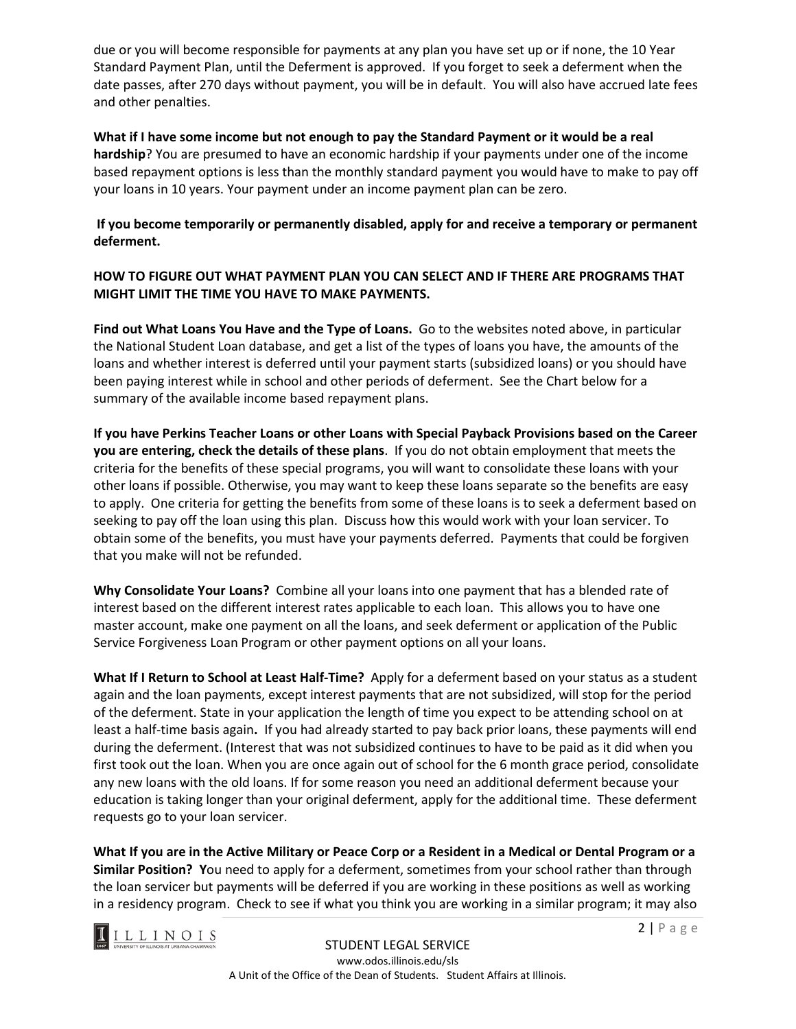due or you will become responsible for payments at any plan you have set up or if none, the 10 Year Standard Payment Plan, until the Deferment is approved. If you forget to seek a deferment when the date passes, after 270 days without payment, you will be in default. You will also have accrued late fees and other penalties.

**What if I have some income but not enough to pay the Standard Payment or it would be a real hardship**? You are presumed to have an economic hardship if your payments under one of the income based repayment options is less than the monthly standard payment you would have to make to pay off your loans in 10 years. Your payment under an income payment plan can be zero.

**If you become temporarily or permanently disabled, apply for and receive a temporary or permanent deferment.**

**HOW TO FIGURE OUT WHAT PAYMENT PLAN YOU CAN SELECT AND IF THERE ARE PROGRAMS THAT MIGHT LIMIT THE TIME YOU HAVE TO MAKE PAYMENTS.**

**Find out What Loans You Have and the Type of Loans.** Go to the websites noted above, in particular the National Student Loan database, and get a list of the types of loans you have, the amounts of the loans and whether interest is deferred until your payment starts (subsidized loans) or you should have been paying interest while in school and other periods of deferment. See the Chart below for a summary of the available income based repayment plans.

**If you have Perkins Teacher Loans or other Loans with Special Payback Provisions based on the Career you are entering, check the details of these plans**. If you do not obtain employment that meets the criteria for the benefits of these special programs, you will want to consolidate these loans with your other loans if possible. Otherwise, you may want to keep these loans separate so the benefits are easy to apply. One criteria for getting the benefits from some of these loans is to seek a deferment based on seeking to pay off the loan using this plan. Discuss how this would work with your loan servicer. To obtain some of the benefits, you must have your payments deferred. Payments that could be forgiven that you make will not be refunded.

**Why Consolidate Your Loans?** Combine all your loans into one payment that has a blended rate of interest based on the different interest rates applicable to each loan. This allows you to have one master account, make one payment on all the loans, and seek deferment or application of the Public Service Forgiveness Loan Program or other payment options on all your loans.

**What If I Return to School at Least Half-Time?** Apply for a deferment based on your status as a student again and the loan payments, except interest payments that are not subsidized, will stop for the period of the deferment. State in your application the length of time you expect to be attending school on at least a half-time basis again**.** If you had already started to pay back prior loans, these payments will end during the deferment. (Interest that was not subsidized continues to have to be paid as it did when you first took out the loan. When you are once again out of school for the 6 month grace period, consolidate any new loans with the old loans. If for some reason you need an additional deferment because your education is taking longer than your original deferment, apply for the additional time. These deferment requests go to your loan servicer.

**What If you are in the Active Military or Peace Corp or a Resident in a Medical or Dental Program or a Similar Position? Y**ou need to apply for a deferment, sometimes from your school rather than through the loan servicer but payments will be deferred if you are working in these positions as well as working in a residency program. Check to see if what you think you are working in a similar program; it may also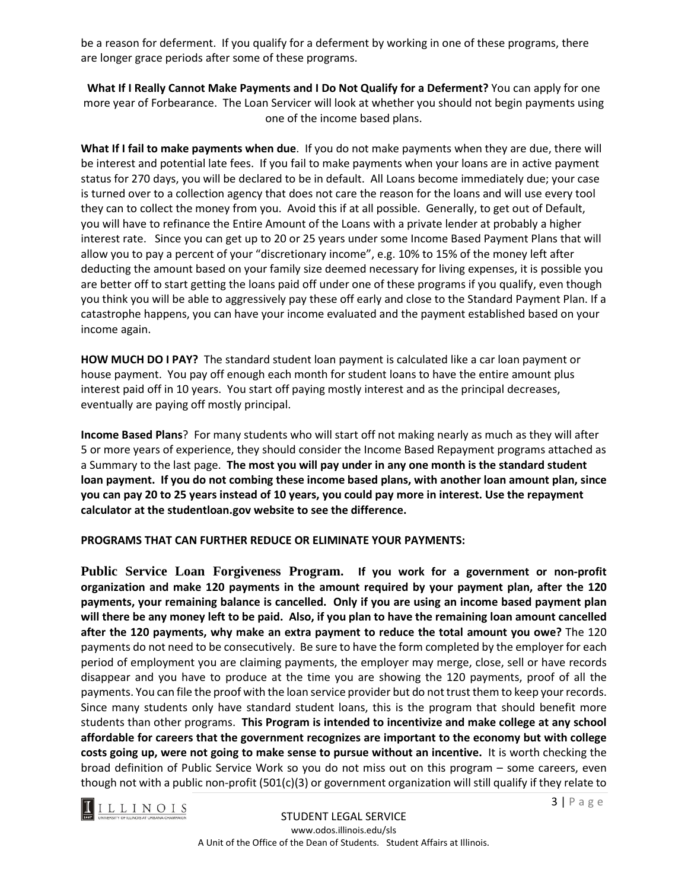be a reason for deferment. If you qualify for a deferment by working in one of these programs, there are longer grace periods after some of these programs.

**What If I Really Cannot Make Payments and I Do Not Qualify for a Deferment?** You can apply for one more year of Forbearance. The Loan Servicer will look at whether you should not begin payments using one of the income based plans.

**What If I fail to make payments when due**. If you do not make payments when they are due, there will be interest and potential late fees. If you fail to make payments when your loans are in active payment status for 270 days, you will be declared to be in default. All Loans become immediately due; your case is turned over to a collection agency that does not care the reason for the loans and will use every tool they can to collect the money from you. Avoid this if at all possible. Generally, to get out of Default, you will have to refinance the Entire Amount of the Loans with a private lender at probably a higher interest rate. Since you can get up to 20 or 25 years under some Income Based Payment Plans that will allow you to pay a percent of your "discretionary income", e.g. 10% to 15% of the money left after deducting the amount based on your family size deemed necessary for living expenses, it is possible you are better off to start getting the loans paid off under one of these programs if you qualify, even though you think you will be able to aggressively pay these off early and close to the Standard Payment Plan. If a catastrophe happens, you can have your income evaluated and the payment established based on your income again.

**HOW MUCH DO I PAY?** The standard student loan payment is calculated like a car loan payment or house payment. You pay off enough each month for student loans to have the entire amount plus interest paid off in 10 years. You start off paying mostly interest and as the principal decreases, eventually are paying off mostly principal.

**Income Based Plans**? For many students who will start off not making nearly as much as they will after 5 or more years of experience, they should consider the Income Based Repayment programs attached as a Summary to the last page. **The most you will pay under in any one month is the standard student loan payment. If you do not combing these income based plans, with another loan amount plan, since you can pay 20 to 25 years instead of 10 years, you could pay more in interest. Use the repayment calculator at the studentloan.gov website to see the difference.**

**PROGRAMS THAT CAN FURTHER REDUCE OR ELIMINATE YOUR PAYMENTS:**

**Public Service Loan Forgiveness Program. If you work for a government or non-profit organization and make 120 payments in the amount required by your payment plan, after the 120 payments, your remaining balance is cancelled. Only if you are using an income based payment plan will there be any money left to be paid. Also, if you plan to have the remaining loan amount cancelled after the 120 payments, why make an extra payment to reduce the total amount you owe?** The 120 payments do not need to be consecutively. Be sure to have the form completed by the employer for each period of employment you are claiming payments, the employer may merge, close, sell or have records disappear and you have to produce at the time you are showing the 120 payments, proof of all the payments. You can file the proof with the loan service provider but do not trust them to keep your records. Since many students only have standard student loans, this is the program that should benefit more students than other programs. **This Program is intended to incentivize and make college at any school affordable for careers that the government recognizes are important to the economy but with college costs going up, were not going to make sense to pursue without an incentive.** It is worth checking the broad definition of Public Service Work so you do not miss out on this program – some careers, even though not with a public non-profit (501(c)(3) or government organization will still qualify if they relate to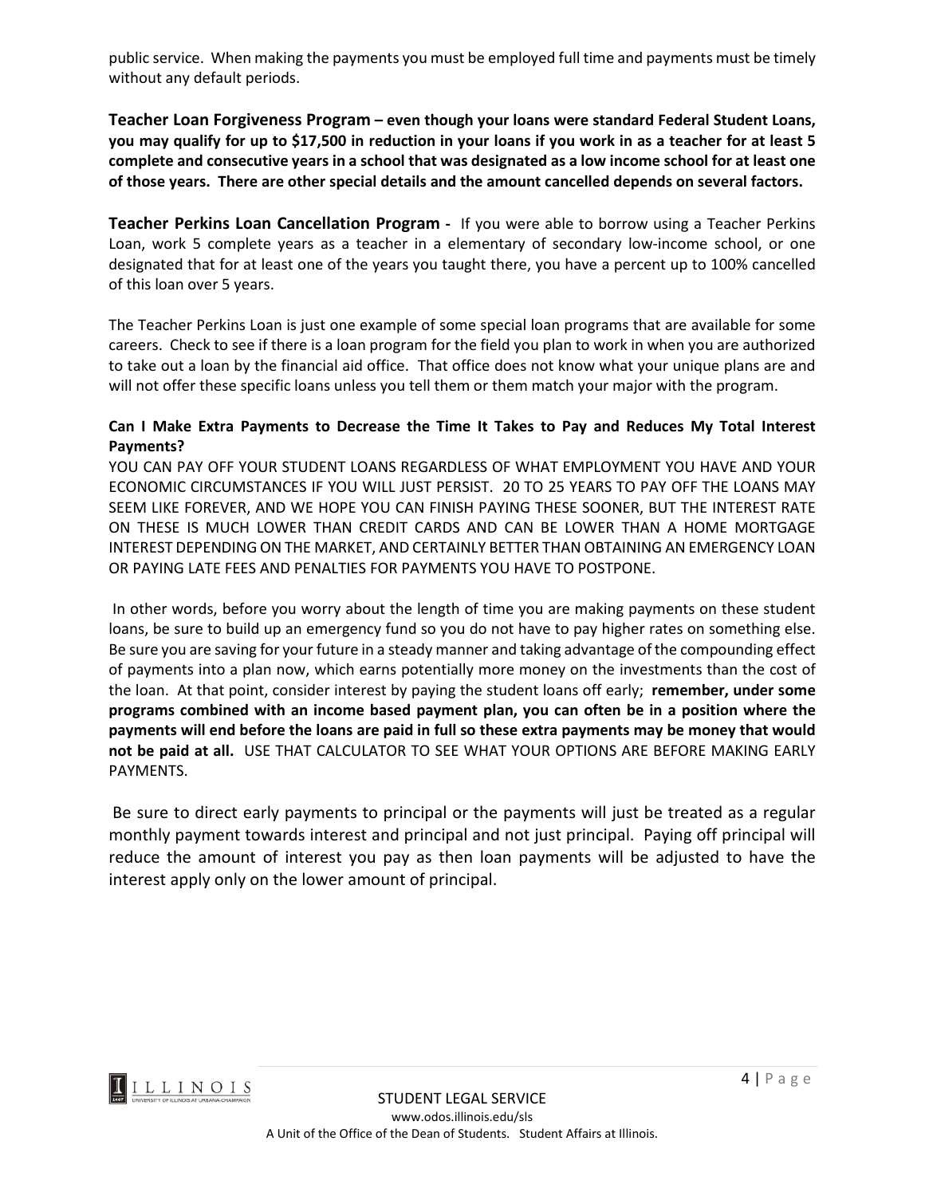public service. When making the payments you must be employed full time and payments must be timely without any default periods.

**Teacher Loan Forgiveness Program – even though your loans were standard Federal Student Loans, you may qualify for up to $17,500 in reduction in your loans if you work in as a teacher for at least 5 complete and consecutive years in a school that was designated as a low income school for at least one of those years. There are other special details and the amount cancelled depends on several factors.**

**Teacher Perkins Loan Cancellation Program -** If you were able to borrow using a Teacher Perkins Loan, work 5 complete years as a teacher in a elementary of secondary low-income school, or one designated that for at least one of the years you taught there, you have a percent up to 100% cancelled of this loan over 5 years.

The Teacher Perkins Loan is just one example of some special loan programs that are available for some careers. Check to see if there is a loan program for the field you plan to work in when you are authorized to take out a loan by the financial aid office. That office does not know what your unique plans are and will not offer these specific loans unless you tell them or them match your major with the program.

**Can I Make Extra Payments to Decrease the Time It Takes to Pay and Reduces My Total Interest Payments?**

YOU CAN PAY OFF YOUR STUDENT LOANS REGARDLESS OF WHAT EMPLOYMENT YOU HAVE AND YOUR ECONOMIC CIRCUMSTANCES IF YOU WILL JUST PERSIST. 20 TO 25 YEARS TO PAY OFF THE LOANS MAY SEEM LIKE FOREVER, AND WE HOPE YOU CAN FINISH PAYING THESE SOONER, BUT THE INTEREST RATE ON THESE IS MUCH LOWER THAN CREDIT CARDS AND CAN BE LOWER THAN A HOME MORTGAGE INTEREST DEPENDING ON THE MARKET, AND CERTAINLY BETTER THAN OBTAINING AN EMERGENCY LOAN OR PAYING LATE FEES AND PENALTIES FOR PAYMENTS YOU HAVE TO POSTPONE.

In other words, before you worry about the length of time you are making payments on these student loans, be sure to build up an emergency fund so you do not have to pay higher rates on something else. Be sure you are saving for your future in a steady manner and taking advantage of the compounding effect of payments into a plan now, which earns potentially more money on the investments than the cost of the loan. At that point, consider interest by paying the student loans off early; **remember, under some programs combined with an income based payment plan, you can often be in a position where the payments will end before the loans are paid in full so these extra payments may be money that would not be paid at all.** USE THAT CALCULATOR TO SEE WHAT YOUR OPTIONS ARE BEFORE MAKING EARLY PAYMENTS.

Be sure to direct early payments to principal or the payments will just be treated as a regular monthly payment towards interest and principal and not just principal. Paying off principal will reduce the amount of interest you pay as then loan payments will be adjusted to have the interest apply only on the lower amount of principal.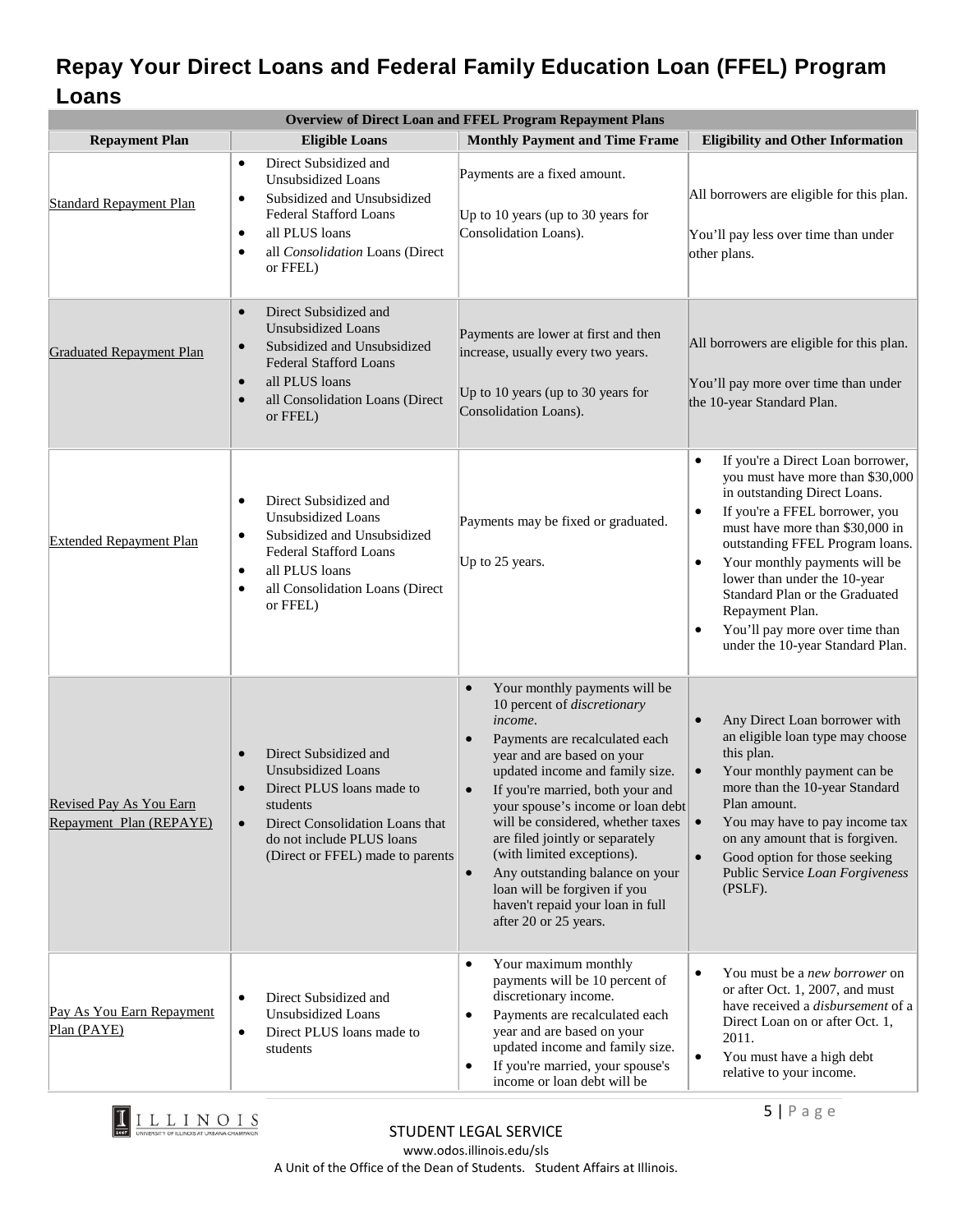## Repay Your Direct Loans and Federal Family Education Loan (FFEL) Program Loans

| Overview of Direct Loan and FFEL Program Repayment Plans | | | |
|---|---|---|---|
| **Repayment Plan** | **Eligible Loans** | **Monthly Payment and Time Frame** | **Eligibility and Other Information** |
| Standard Repayment Plan | • Direct Subsidized and Unsubsidized Loans<br>• Subsidized and Unsubsidized Federal Stafford Loans<br>• all PLUS loans<br>• all *Consolidation* Loans (Direct or FFEL) | Payments are a fixed amount.<br><br>Up to 10 years (up to 30 years for Consolidation Loans). | All borrowers are eligible for this plan.<br><br>You'll pay less over time than under other plans. |
| Graduated Repayment Plan | • Direct Subsidized and Unsubsidized Loans<br>• Subsidized and Unsubsidized Federal Stafford Loans<br>• all PLUS loans<br>• all Consolidation Loans (Direct or FFEL) | Payments are lower at first and then increase, usually every two years.<br><br>Up to 10 years (up to 30 years for Consolidation Loans). | All borrowers are eligible for this plan.<br><br>You'll pay more over time than under the 10-year Standard Plan. |
| Extended Repayment Plan | • Direct Subsidized and Unsubsidized Loans<br>• Subsidized and Unsubsidized Federal Stafford Loans<br>• all PLUS loans<br>• all Consolidation Loans (Direct or FFEL) | Payments may be fixed or graduated.<br><br>Up to 25 years. | • If you're a Direct Loan borrower, you must have more than $30,000 in outstanding Direct Loans.<br>• If you're a FFEL borrower, you must have more than $30,000 in outstanding FFEL Program loans.<br>• Your monthly payments will be lower than under the 10-year Standard Plan or the Graduated Repayment Plan.<br>• You'll pay more over time than under the 10-year Standard Plan. |
| Revised Pay As You Earn Repayment Plan (REPAYE) | • Direct Subsidized and Unsubsidized Loans<br>• Direct PLUS loans made to students<br>• Direct Consolidation Loans that do not include PLUS loans (Direct or FFEL) made to parents | • Your monthly payments will be 10 percent of *discretionary income*.<br>• Payments are recalculated each year and are based on your updated income and family size.<br>• If you're married, both your and your spouse's income or loan debt will be considered, whether taxes are filed jointly or separately (with limited exceptions).<br>• Any outstanding balance on your loan will be forgiven if you haven't repaid your loan in full after 20 or 25 years. | • Any Direct Loan borrower with an eligible loan type may choose this plan.<br>• Your monthly payment can be more than the 10-year Standard Plan amount.<br>• You may have to pay income tax on any amount that is forgiven.<br>• Good option for those seeking Public Service *Loan Forgiveness* (PSLF). |
| Pay As You Earn Repayment Plan (PAYE) | • Direct Subsidized and Unsubsidized Loans<br>• Direct PLUS loans made to students | • Your maximum monthly payments will be 10 percent of discretionary income.<br>• Payments are recalculated each year and are based on your updated income and family size.<br>• If you're married, your spouse's income or loan debt will be | • You must be a *new borrower* on or after Oct. 1, 2007, and must have received a *disbursement* of a Direct Loan on or after Oct. 1, 2011.<br>• You must have a high debt relative to your income. |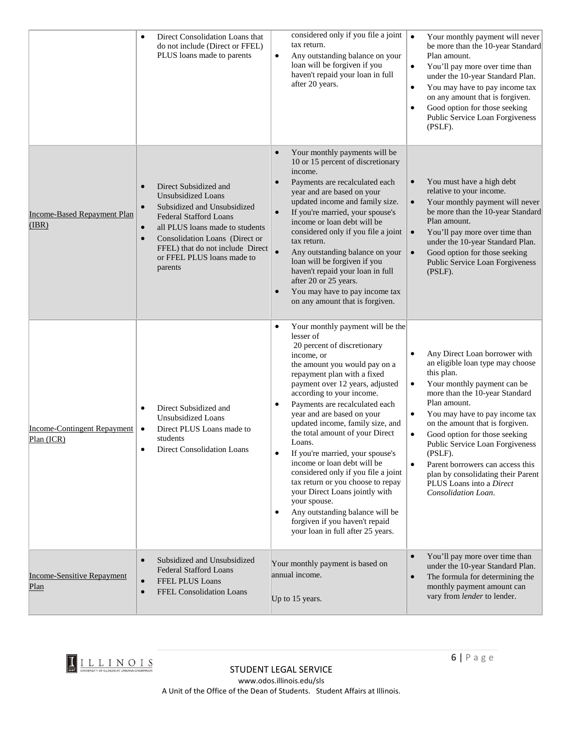| | | | |
|---|---|---|---|
| | • Direct Consolidation Loans that do not include (Direct or FFEL) PLUS loans made to parents | considered only if you file a joint tax return.<br>• Any outstanding balance on your loan will be forgiven if you haven't repaid your loan in full after 20 years. | • Your monthly payment will never be more than the 10-year Standard Plan amount.<br>• You'll pay more over time than under the 10-year Standard Plan.<br>• You may have to pay income tax on any amount that is forgiven.<br>• Good option for those seeking Public Service Loan Forgiveness (PSLF). |
| Income-Based Repayment Plan (IBR) | • Direct Subsidized and Unsubsidized Loans<br>• Subsidized and Unsubsidized Federal Stafford Loans<br>• all PLUS loans made to students<br>• Consolidation Loans (Direct or FFEL) that do not include Direct or FFEL PLUS loans made to parents | • Your monthly payments will be 10 or 15 percent of discretionary income.<br>• Payments are recalculated each year and are based on your updated income and family size.<br>• If you're married, your spouse's income or loan debt will be considered only if you file a joint tax return.<br>• Any outstanding balance on your loan will be forgiven if you haven't repaid your loan in full after 20 or 25 years.<br>• You may have to pay income tax on any amount that is forgiven. | • You must have a high debt relative to your income.<br>• Your monthly payment will never be more than the 10-year Standard Plan amount.<br>• You'll pay more over time than under the 10-year Standard Plan.<br>• Good option for those seeking Public Service Loan Forgiveness (PSLF). |
| Income-Contingent Repayment Plan (ICR) | • Direct Subsidized and Unsubsidized Loans<br>• Direct PLUS Loans made to students<br>• Direct Consolidation Loans | • Your monthly payment will be the lesser of 20 percent of discretionary income, or the amount you would pay on a repayment plan with a fixed payment over 12 years, adjusted according to your income.<br>• Payments are recalculated each year and are based on your updated income, family size, and the total amount of your Direct Loans.<br>• If you're married, your spouse's income or loan debt will be considered only if you file a joint tax return or you choose to repay your Direct Loans jointly with your spouse.<br>• Any outstanding balance will be forgiven if you haven't repaid your loan in full after 25 years. | • Any Direct Loan borrower with an eligible loan type may choose this plan.<br>• Your monthly payment can be more than the 10-year Standard Plan amount.<br>• You may have to pay income tax on the amount that is forgiven.<br>• Good option for those seeking Public Service Loan Forgiveness (PSLF).<br>• Parent borrowers can access this plan by consolidating their Parent PLUS Loans into a *Direct Consolidation Loan*. |
| Income-Sensitive Repayment Plan | • Subsidized and Unsubsidized Federal Stafford Loans<br>• FFEL PLUS Loans<br>• FFEL Consolidation Loans | Your monthly payment is based on annual income.<br><br>Up to 15 years. | • You'll pay more over time than under the 10-year Standard Plan.<br>• The formula for determining the monthly payment amount can vary from *lender* to lender. |

STUDENT LEGAL SERVICE
www.odos.illinois.edu/sls
A Unit of the Office of the Dean of Students. Student Affairs at Illinois.